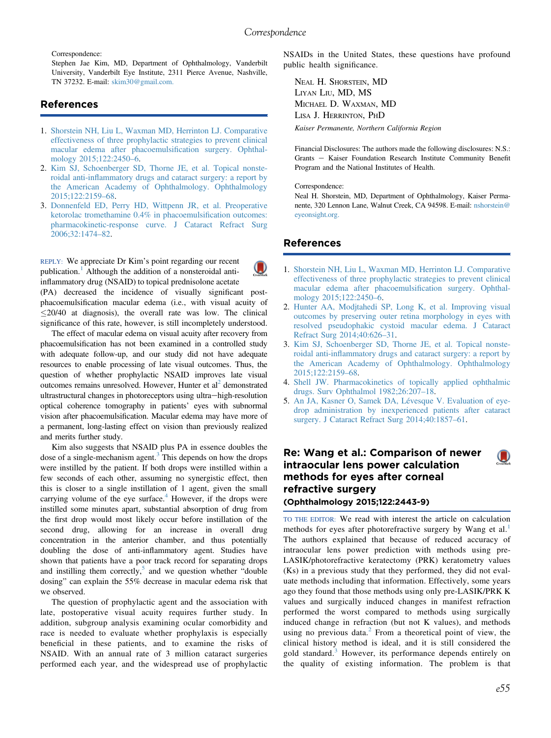Correspondence:
Stephen Jae Kim, MD, Department of Ophthalmology, Vanderbilt University, Vanderbilt Eye Institute, 2311 Pierce Avenue, Nashville, TN 37232. E-mail: skim30@gmail.com.

## References

1. Shorstein NH, Liu L, Waxman MD, Herrinton LJ. Comparative effectiveness of three prophylactic strategies to prevent clinical macular edema after phacoemulsification surgery. Ophthalmology 2015;122:2450–6.
2. Kim SJ, Schoenberger SD, Thorne JE, et al. Topical nonsteroidal anti-inflammatory drugs and cataract surgery: a report by the American Academy of Ophthalmology. Ophthalmology 2015;122:2159–68.
3. Donnenfeld ED, Perry HD, Wittpenn JR, et al. Preoperative ketorolac tromethamine 0.4% in phacoemulsification outcomes: pharmacokinetic-response curve. J Cataract Refract Surg 2006;32:1474–82.

REPLY: We appreciate Dr Kim's point regarding our recent publication.[1] Although the addition of a nonsteroidal anti-inflammatory drug (NSAID) to topical prednisolone acetate (PA) decreased the incidence of visually significant post-phacoemulsification macular edema (i.e., with visual acuity of ≤20/40 at diagnosis), the overall rate was low. The clinical significance of this rate, however, is still incompletely understood.

The effect of macular edema on visual acuity after recovery from phacoemulsification has not been examined in a controlled study with adequate follow-up, and our study did not have adequate resources to enable processing of late visual outcomes. Thus, the question of whether prophylactic NSAID improves late visual outcomes remains unresolved. However, Hunter et al[2] demonstrated ultrastructural changes in photoreceptors using ultra−high-resolution optical coherence tomography in patients' eyes with subnormal vision after phacoemulsification. Macular edema may have more of a permanent, long-lasting effect on vision than previously realized and merits further study.

Kim also suggests that NSAID plus PA in essence doubles the dose of a single-mechanism agent.[3] This depends on how the drops were instilled by the patient. If both drops were instilled within a few seconds of each other, assuming no synergistic effect, then this is closer to a single instillation of 1 agent, given the small carrying volume of the eye surface.[4] However, if the drops were instilled some minutes apart, substantial absorption of drug from the first drop would most likely occur before instillation of the second drug, allowing for an increase in overall drug concentration in the anterior chamber, and thus potentially doubling the dose of anti-inflammatory agent. Studies have shown that patients have a poor track record for separating drops and instilling them correctly,[5] and we question whether "double dosing" can explain the 55% decrease in macular edema risk that we observed.

The question of prophylactic agent and the association with late, postoperative visual acuity requires further study. In addition, subgroup analysis examining ocular comorbidity and race is needed to evaluate whether prophylaxis is especially beneficial in these patients, and to examine the risks of NSAID. With an annual rate of 3 million cataract surgeries performed each year, and the widespread use of prophylactic NSAIDs in the United States, these questions have profound public health significance.

Neal H. Shorstein, MD
Liyan Liu, MD, MS
Michael D. Waxman, MD
Lisa J. Herrinton, PhD

*Kaiser Permanente, Northern California Region*

Financial Disclosures: The authors made the following disclosures: N.S.: Grants − Kaiser Foundation Research Institute Community Benefit Program and the National Institutes of Health.

Correspondence:
Neal H. Shorstein, MD, Department of Ophthalmology, Kaiser Permanente, 320 Lennon Lane, Walnut Creek, CA 94598. E-mail: nshorstein@eyeonsight.org.

## References

1. Shorstein NH, Liu L, Waxman MD, Herrinton LJ. Comparative effectiveness of three prophylactic strategies to prevent clinical macular edema after phacoemulsification surgery. Ophthalmology 2015;122:2450–6.
2. Hunter AA, Modjtahedi SP, Long K, et al. Improving visual outcomes by preserving outer retina morphology in eyes with resolved pseudophakic cystoid macular edema. J Cataract Refract Surg 2014;40:626–31.
3. Kim SJ, Schoenberger SD, Thorne JE, et al. Topical nonsteroidal anti-inflammatory drugs and cataract surgery: a report by the American Academy of Ophthalmology. Ophthalmology 2015;122:2159–68.
4. Shell JW. Pharmacokinetics of topically applied ophthalmic drugs. Surv Ophthalmol 1982;26:207–18.
5. An JA, Kasner O, Samek DA, Lévesque V. Evaluation of eyedrop administration by inexperienced patients after cataract surgery. J Cataract Refract Surg 2014;40:1857–61.

## Re: Wang et al.: Comparison of newer intraocular lens power calculation methods for eyes after corneal refractive surgery

**(Ophthalmology 2015;122:2443-9)**

TO THE EDITOR: We read with interest the article on calculation methods for eyes after photorefractive surgery by Wang et al.[1] The authors explained that because of reduced accuracy of intraocular lens power prediction with methods using pre-LASIK/photorefractive keratectomy (PRK) keratometry values (Ks) in a previous study that they performed, they did not evaluate methods including that information. Effectively, some years ago they found that those methods using only pre-LASIK/PRK K values and surgically induced changes in manifest refraction performed the worst compared to methods using surgically induced change in refraction (but not K values), and methods using no previous data.[2] From a theoretical point of view, the clinical history method is ideal, and it is still considered the gold standard.[3] However, its performance depends entirely on the quality of existing information. The problem is that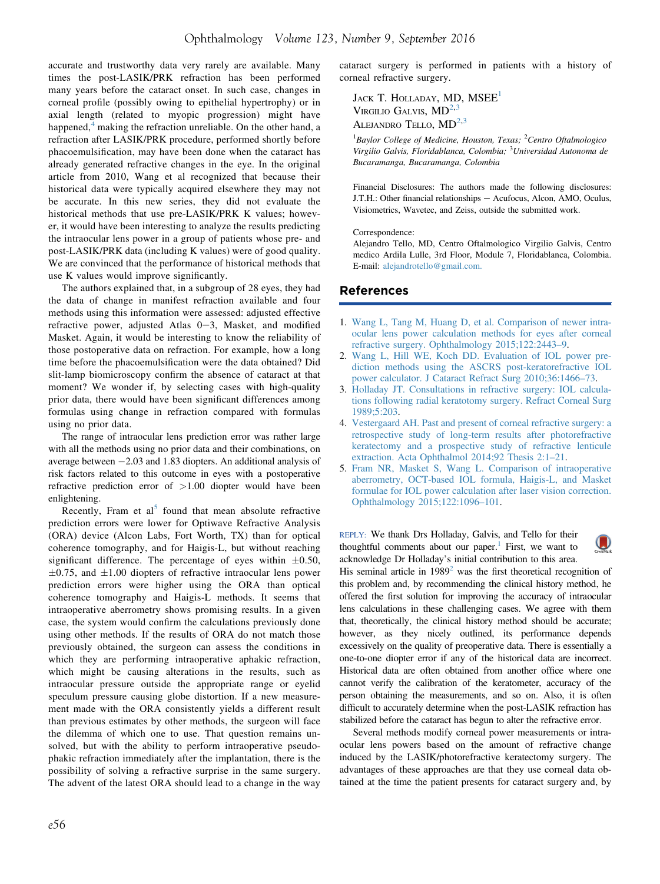accurate and trustworthy data very rarely are available. Many times the post-LASIK/PRK refraction has been performed many years before the cataract onset. In such case, changes in corneal profile (possibly owing to epithelial hypertrophy) or in axial length (related to myopic progression) might have happened,[4] making the refraction unreliable. On the other hand, a refraction after LASIK/PRK procedure, performed shortly before phacoemulsification, may have been done when the cataract has already generated refractive changes in the eye. In the original article from 2010, Wang et al recognized that because their historical data were typically acquired elsewhere they may not be accurate. In this new series, they did not evaluate the historical methods that use pre-LASIK/PRK K values; however, it would have been interesting to analyze the results predicting the intraocular lens power in a group of patients whose pre- and post-LASIK/PRK data (including K values) were of good quality. We are convinced that the performance of historical methods that use K values would improve significantly.

The authors explained that, in a subgroup of 28 eyes, they had the data of change in manifest refraction available and four methods using this information were assessed: adjusted effective refractive power, adjusted Atlas 0−3, Masket, and modified Masket. Again, it would be interesting to know the reliability of those postoperative data on refraction. For example, how a long time before the phacoemulsification were the data obtained? Did slit-lamp biomicroscopy confirm the absence of cataract at that moment? We wonder if, by selecting cases with high-quality prior data, there would have been significant differences among formulas using change in refraction compared with formulas using no prior data.

The range of intraocular lens prediction error was rather large with all the methods using no prior data and their combinations, on average between −2.03 and 1.83 diopters. An additional analysis of risk factors related to this outcome in eyes with a postoperative refractive prediction error of >1.00 diopter would have been enlightening.

Recently, Fram et al[5] found that mean absolute refractive prediction errors were lower for Optiwave Refractive Analysis (ORA) device (Alcon Labs, Fort Worth, TX) than for optical coherence tomography, and for Haigis-L, but without reaching significant difference. The percentage of eyes within ±0.50, ±0.75, and ±1.00 diopters of refractive intraocular lens power prediction errors were higher using the ORA than optical coherence tomography and Haigis-L methods. It seems that intraoperative aberrometry shows promising results. In a given case, the system would confirm the calculations previously done using other methods. If the results of ORA do not match those previously obtained, the surgeon can assess the conditions in which they are performing intraoperative aphakic refraction, which might be causing alterations in the results, such as intraocular pressure outside the appropriate range or eyelid speculum pressure causing globe distortion. If a new measurement made with the ORA consistently yields a different result than previous estimates by other methods, the surgeon will face the dilemma of which one to use. That question remains unsolved, but with the ability to perform intraoperative pseudophakic refraction immediately after the implantation, there is the possibility of solving a refractive surprise in the same surgery. The advent of the latest ORA should lead to a change in the way cataract surgery is performed in patients with a history of corneal refractive surgery.

Jack T. Holladay, MD, MSEE[1]
Virgilio Galvis, MD[2,3]
Alejandro Tello, MD[2,3]

[1]*Baylor College of Medicine, Houston, Texas;* [2]*Centro Oftalmologico Virgilio Galvis, Floridablanca, Colombia;* [3]*Universidad Autonoma de Bucaramanga, Bucaramanga, Colombia*

Financial Disclosures: The authors made the following disclosures: J.T.H.: Other financial relationships − Acufocus, Alcon, AMO, Oculus, Visiometrics, Wavetec, and Zeiss, outside the submitted work.

Correspondence:
Alejandro Tello, MD, Centro Oftalmologico Virgilio Galvis, Centro medico Ardila Lulle, 3rd Floor, Module 7, Floridablanca, Colombia. E-mail: alejandrotello@gmail.com.

## References

1. Wang L, Tang M, Huang D, et al. Comparison of newer intraocular lens power calculation methods for eyes after corneal refractive surgery. Ophthalmology 2015;122:2443–9.
2. Wang L, Hill WE, Koch DD. Evaluation of IOL power prediction methods using the ASCRS post-keratorefractive IOL power calculator. J Cataract Refract Surg 2010;36:1466–73.
3. Holladay JT. Consultations in refractive surgery: IOL calculations following radial keratotomy surgery. Refract Corneal Surg 1989;5:203.
4. Vestergaard AH. Past and present of corneal refractive surgery: a retrospective study of long-term results after photorefractive keratectomy and a prospective study of refractive lenticule extraction. Acta Ophthalmol 2014;92 Thesis 2:1–21.
5. Fram NR, Masket S, Wang L. Comparison of intraoperative aberrometry, OCT-based IOL formula, Haigis-L, and Masket formulae for IOL power calculation after laser vision correction. Ophthalmology 2015;122:1096–101.

REPLY: We thank Drs Holladay, Galvis, and Tello for their thoughtful comments about our paper.[1] First, we want to acknowledge Dr Holladay's initial contribution to this area. His seminal article in 1989[2] was the first theoretical recognition of this problem and, by recommending the clinical history method, he offered the first solution for improving the accuracy of intraocular lens calculations in these challenging cases. We agree with them that, theoretically, the clinical history method should be accurate; however, as they nicely outlined, its performance depends excessively on the quality of preoperative data. There is essentially a one-to-one diopter error if any of the historical data are incorrect. Historical data are often obtained from another office where one cannot verify the calibration of the keratometer, accuracy of the person obtaining the measurements, and so on. Also, it is often difficult to accurately determine when the post-LASIK refraction has stabilized before the cataract has begun to alter the refractive error.

Several methods modify corneal power measurements or intraocular lens powers based on the amount of refractive change induced by the LASIK/photorefractive keratectomy surgery. The advantages of these approaches are that they use corneal data obtained at the time the patient presents for cataract surgery and, by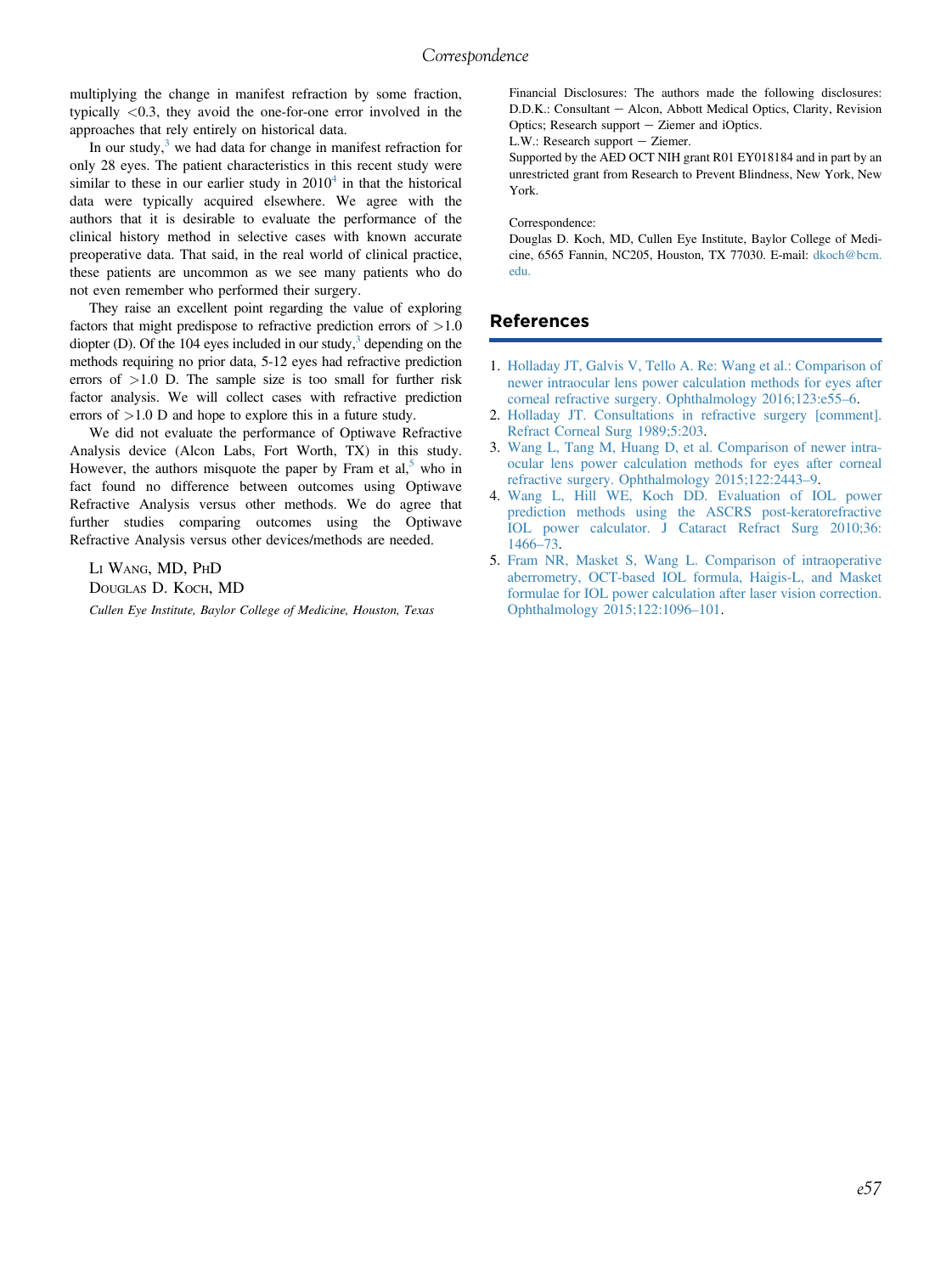multiplying the change in manifest refraction by some fraction, typically <0.3, they avoid the one-for-one error involved in the approaches that rely entirely on historical data.

In our study,[3] we had data for change in manifest refraction for only 28 eyes. The patient characteristics in this recent study were similar to these in our earlier study in 2010[4] in that the historical data were typically acquired elsewhere. We agree with the authors that it is desirable to evaluate the performance of the clinical history method in selective cases with known accurate preoperative data. That said, in the real world of clinical practice, these patients are uncommon as we see many patients who do not even remember who performed their surgery.

They raise an excellent point regarding the value of exploring factors that might predispose to refractive prediction errors of >1.0 diopter (D). Of the 104 eyes included in our study,[3] depending on the methods requiring no prior data, 5-12 eyes had refractive prediction errors of >1.0 D. The sample size is too small for further risk factor analysis. We will collect cases with refractive prediction errors of >1.0 D and hope to explore this in a future study.

We did not evaluate the performance of Optiwave Refractive Analysis device (Alcon Labs, Fort Worth, TX) in this study. However, the authors misquote the paper by Fram et al,[5] who in fact found no difference between outcomes using Optiwave Refractive Analysis versus other methods. We do agree that further studies comparing outcomes using the Optiwave Refractive Analysis versus other devices/methods are needed.

Li Wang, MD, PhD
Douglas D. Koch, MD

*Cullen Eye Institute, Baylor College of Medicine, Houston, Texas*

Financial Disclosures: The authors made the following disclosures: D.D.K.: Consultant − Alcon, Abbott Medical Optics, Clarity, Revision Optics; Research support − Ziemer and iOptics.
L.W.: Research support − Ziemer.
Supported by the AED OCT NIH grant R01 EY018184 and in part by an unrestricted grant from Research to Prevent Blindness, New York, New York.

Correspondence:
Douglas D. Koch, MD, Cullen Eye Institute, Baylor College of Medicine, 6565 Fannin, NC205, Houston, TX 77030. E-mail: dkoch@bcm.edu.

## References

1. Holladay JT, Galvis V, Tello A. Re: Wang et al.: Comparison of newer intraocular lens power calculation methods for eyes after corneal refractive surgery. Ophthalmology 2016;123:e55–6.
2. Holladay JT. Consultations in refractive surgery [comment]. Refract Corneal Surg 1989;5:203.
3. Wang L, Tang M, Huang D, et al. Comparison of newer intraocular lens power calculation methods for eyes after corneal refractive surgery. Ophthalmology 2015;122:2443–9.
4. Wang L, Hill WE, Koch DD. Evaluation of IOL power prediction methods using the ASCRS post-keratorefractive IOL power calculator. J Cataract Refract Surg 2010;36:1466–73.
5. Fram NR, Masket S, Wang L. Comparison of intraoperative aberrometry, OCT-based IOL formula, Haigis-L, and Masket formulae for IOL power calculation after laser vision correction. Ophthalmology 2015;122:1096–101.